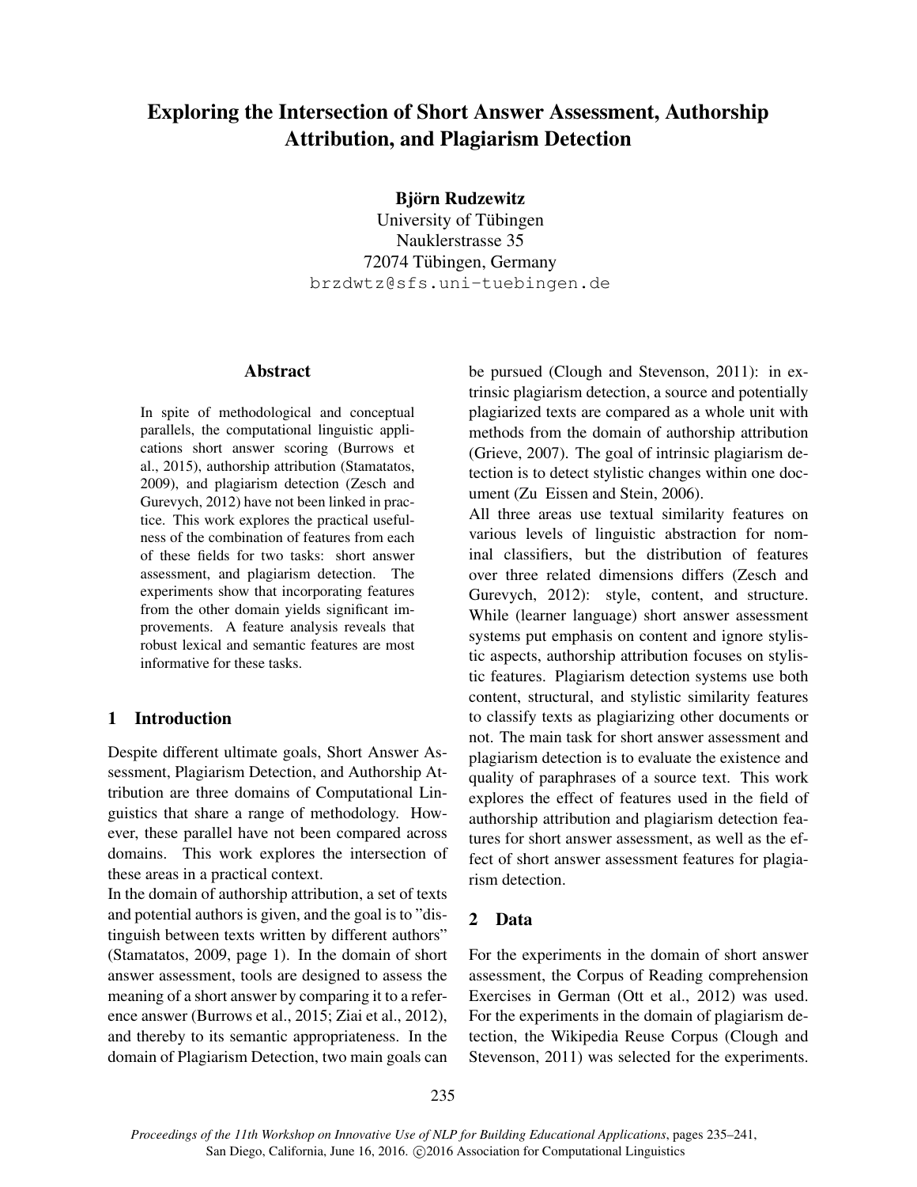# Exploring the Intersection of Short Answer Assessment, Authorship Attribution, and Plagiarism Detection

**Björn Rudzewitz**
University of Tübingen
Nauklerstrasse 35
72074 Tübingen, Germany
brzdwtz@sfs.uni-tuebingen.de

## Abstract

In spite of methodological and conceptual parallels, the computational linguistic applications short answer scoring (Burrows et al., 2015), authorship attribution (Stamatatos, 2009), and plagiarism detection (Zesch and Gurevych, 2012) have not been linked in practice. This work explores the practical usefulness of the combination of features from each of these fields for two tasks: short answer assessment, and plagiarism detection. The experiments show that incorporating features from the other domain yields significant improvements. A feature analysis reveals that robust lexical and semantic features are most informative for these tasks.

## 1 Introduction

Despite different ultimate goals, Short Answer Assessment, Plagiarism Detection, and Authorship Attribution are three domains of Computational Linguistics that share a range of methodology. However, these parallel have not been compared across domains. This work explores the intersection of these areas in a practical context.

In the domain of authorship attribution, a set of texts and potential authors is given, and the goal is to "distinguish between texts written by different authors" (Stamatatos, 2009, page 1). In the domain of short answer assessment, tools are designed to assess the meaning of a short answer by comparing it to a reference answer (Burrows et al., 2015; Ziai et al., 2012), and thereby to its semantic appropriateness. In the domain of Plagiarism Detection, two main goals can be pursued (Clough and Stevenson, 2011): in extrinsic plagiarism detection, a source and potentially plagiarized texts are compared as a whole unit with methods from the domain of authorship attribution (Grieve, 2007). The goal of intrinsic plagiarism detection is to detect stylistic changes within one document (Zu Eissen and Stein, 2006).

All three areas use textual similarity features on various levels of linguistic abstraction for nominal classifiers, but the distribution of features over three related dimensions differs (Zesch and Gurevych, 2012): style, content, and structure. While (learner language) short answer assessment systems put emphasis on content and ignore stylistic aspects, authorship attribution focuses on stylistic features. Plagiarism detection systems use both content, structural, and stylistic similarity features to classify texts as plagiarizing other documents or not. The main task for short answer assessment and plagiarism detection is to evaluate the existence and quality of paraphrases of a source text. This work explores the effect of features used in the field of authorship attribution and plagiarism detection features for short answer assessment, as well as the effect of short answer assessment features for plagiarism detection.

## 2 Data

For the experiments in the domain of short answer assessment, the Corpus of Reading comprehension Exercises in German (Ott et al., 2012) was used. For the experiments in the domain of plagiarism detection, the Wikipedia Reuse Corpus (Clough and Stevenson, 2011) was selected for the experiments.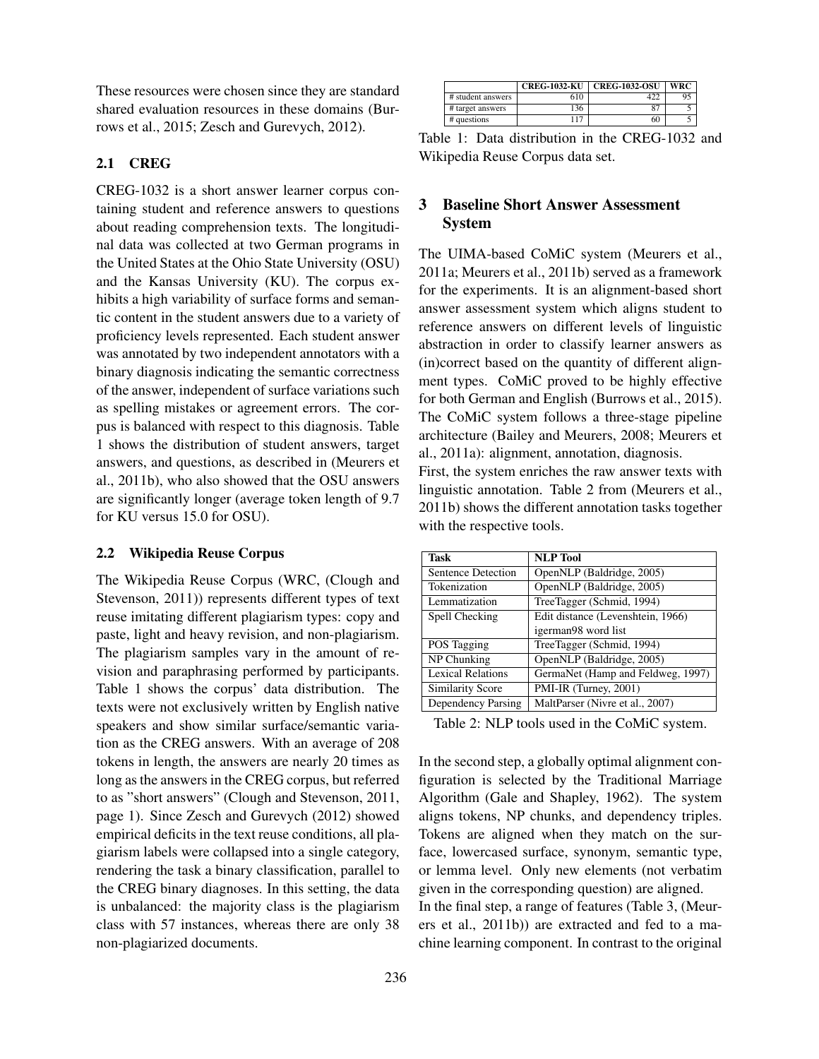These resources were chosen since they are standard shared evaluation resources in these domains (Burrows et al., 2015; Zesch and Gurevych, 2012).

### 2.1 CREG

CREG-1032 is a short answer learner corpus containing student and reference answers to questions about reading comprehension texts. The longitudinal data was collected at two German programs in the United States at the Ohio State University (OSU) and the Kansas University (KU). The corpus exhibits a high variability of surface forms and semantic content in the student answers due to a variety of proficiency levels represented. Each student answer was annotated by two independent annotators with a binary diagnosis indicating the semantic correctness of the answer, independent of surface variations such as spelling mistakes or agreement errors. The corpus is balanced with respect to this diagnosis. Table 1 shows the distribution of student answers, target answers, and questions, as described in (Meurers et al., 2011b), who also showed that the OSU answers are significantly longer (average token length of 9.7 for KU versus 15.0 for OSU).

### 2.2 Wikipedia Reuse Corpus

The Wikipedia Reuse Corpus (WRC, (Clough and Stevenson, 2011)) represents different types of text reuse imitating different plagiarism types: copy and paste, light and heavy revision, and non-plagiarism. The plagiarism samples vary in the amount of revision and paraphrasing performed by participants. Table 1 shows the corpus' data distribution. The texts were not exclusively written by English native speakers and show similar surface/semantic variation as the CREG answers. With an average of 208 tokens in length, the answers are nearly 20 times as long as the answers in the CREG corpus, but referred to as "short answers" (Clough and Stevenson, 2011, page 1). Since Zesch and Gurevych (2012) showed empirical deficits in the text reuse conditions, all plagiarism labels were collapsed into a single category, rendering the task a binary classification, parallel to the CREG binary diagnoses. In this setting, the data is unbalanced: the majority class is the plagiarism class with 57 instances, whereas there are only 38 non-plagiarized documents.

| | CREG-1032-KU | CREG-1032-OSU | WRC |
|---|---|---|---|
| # student answers | 610 | 422 | 95 |
| # target answers | 136 | 87 | 5 |
| # questions | 117 | 60 | 5 |

Table 1: Data distribution in the CREG-1032 and Wikipedia Reuse Corpus data set.

## 3 Baseline Short Answer Assessment System

The UIMA-based CoMiC system (Meurers et al., 2011a; Meurers et al., 2011b) served as a framework for the experiments. It is an alignment-based short answer assessment system which aligns student to reference answers on different levels of linguistic abstraction in order to classify learner answers as (in)correct based on the quantity of different alignment types. CoMiC proved to be highly effective for both German and English (Burrows et al., 2015). The CoMiC system follows a three-stage pipeline architecture (Bailey and Meurers, 2008; Meurers et al., 2011a): alignment, annotation, diagnosis.

First, the system enriches the raw answer texts with linguistic annotation. Table 2 from (Meurers et al., 2011b) shows the different annotation tasks together with the respective tools.

| Task | NLP Tool |
|---|---|
| Sentence Detection | OpenNLP (Baldridge, 2005) |
| Tokenization | OpenNLP (Baldridge, 2005) |
| Lemmatization | TreeTagger (Schmid, 1994) |
| Spell Checking | Edit distance (Levenshtein, 1966) igerman98 word list |
| POS Tagging | TreeTagger (Schmid, 1994) |
| NP Chunking | OpenNLP (Baldridge, 2005) |
| Lexical Relations | GermaNet (Hamp and Feldweg, 1997) |
| Similarity Score | PMI-IR (Turney, 2001) |
| Dependency Parsing | MaltParser (Nivre et al., 2007) |

Table 2: NLP tools used in the CoMiC system.

In the second step, a globally optimal alignment configuration is selected by the Traditional Marriage Algorithm (Gale and Shapley, 1962). The system aligns tokens, NP chunks, and dependency triples. Tokens are aligned when they match on the surface, lowercased surface, synonym, semantic type, or lemma level. Only new elements (not verbatim given in the corresponding question) are aligned.

In the final step, a range of features (Table 3, (Meurers et al., 2011b)) are extracted and fed to a machine learning component. In contrast to the original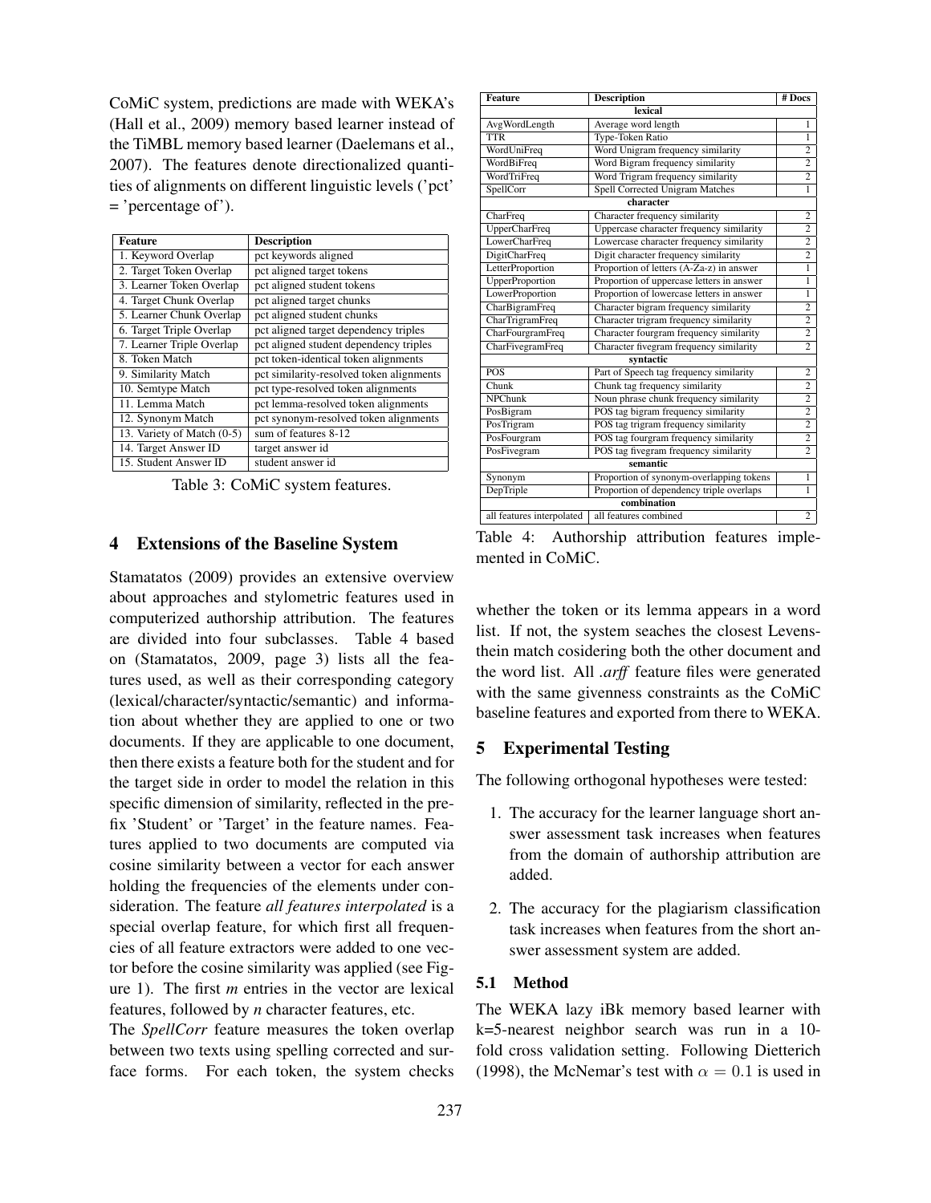CoMiC system, predictions are made with WEKA's (Hall et al., 2009) memory based learner instead of the TiMBL memory based learner (Daelemans et al., 2007). The features denote directionalized quantities of alignments on different linguistic levels ('pct' = 'percentage of').

| Feature | Description |
|---|---|
| 1. Keyword Overlap | pct keywords aligned |
| 2. Target Token Overlap | pct aligned target tokens |
| 3. Learner Token Overlap | pct aligned student tokens |
| 4. Target Chunk Overlap | pct aligned target chunks |
| 5. Learner Chunk Overlap | pct aligned student chunks |
| 6. Target Triple Overlap | pct aligned target dependency triples |
| 7. Learner Triple Overlap | pct aligned student dependency triples |
| 8. Token Match | pct token-identical token alignments |
| 9. Similarity Match | pct similarity-resolved token alignments |
| 10. Semtype Match | pct type-resolved token alignments |
| 11. Lemma Match | pct lemma-resolved token alignments |
| 12. Synonym Match | pct synonym-resolved token alignments |
| 13. Variety of Match (0-5) | sum of features 8-12 |
| 14. Target Answer ID | target answer id |
| 15. Student Answer ID | student answer id |

Table 3: CoMiC system features.

## 4 Extensions of the Baseline System

Stamatatos (2009) provides an extensive overview about approaches and stylometric features used in computerized authorship attribution. The features are divided into four subclasses. Table 4 based on (Stamatatos, 2009, page 3) lists all the features used, as well as their corresponding category (lexical/character/syntactic/semantic) and information about whether they are applied to one or two documents. If they are applicable to one document, then there exists a feature both for the student and for the target side in order to model the relation in this specific dimension of similarity, reflected in the prefix 'Student' or 'Target' in the feature names. Features applied to two documents are computed via cosine similarity between a vector for each answer holding the frequencies of the elements under consideration. The feature *all features interpolated* is a special overlap feature, for which first all frequencies of all feature extractors were added to one vector before the cosine similarity was applied (see Figure 1). The first *m* entries in the vector are lexical features, followed by *n* character features, etc.

The *SpellCorr* feature measures the token overlap between two texts using spelling corrected and surface forms. For each token, the system checks whether the token or its lemma appears in a word list. If not, the system seaches the closest Levensthein match cosidering both the other document and the word list. All *.arff* feature files were generated with the same givenness constraints as the CoMiC baseline features and exported from there to WEKA.

| Feature | Description | # Docs |
|---|---|---|
| **lexical** | | |
| AvgWordLength | Average word length | 1 |
| TTR | Type-Token Ratio | 1 |
| WordUniFreq | Word Unigram frequency similarity | 2 |
| WordBiFreq | Word Bigram frequency similarity | 2 |
| WordTriFreq | Word Trigram frequency similarity | 2 |
| SpellCorr | Spell Corrected Unigram Matches | 1 |
| **character** | | |
| CharFreq | Character frequency similarity | 2 |
| UpperCharFreq | Uppercase character frequency similarity | 2 |
| LowerCharFreq | Lowercase character frequency similarity | 2 |
| DigitCharFreq | Digit character frequency similarity | 2 |
| LetterProportion | Proportion of letters (A-Za-z) in answer | 1 |
| UpperProportion | Proportion of uppercase letters in answer | 1 |
| LowerProportion | Proportion of lowercase letters in answer | 1 |
| CharBigramFreq | Character bigram frequency similarity | 2 |
| CharTrigramFreq | Character trigram frequency similarity | 2 |
| CharFourgramFreq | Character fourgram frequency similarity | 2 |
| CharFivegramFreq | Character fivegram frequency similarity | 2 |
| **syntactic** | | |
| POS | Part of Speech tag frequency similarity | 2 |
| Chunk | Chunk tag frequency similarity | 2 |
| NPChunk | Noun phrase chunk frequency similarity | 2 |
| PosBigram | POS tag bigram frequency similarity | 2 |
| PosTrigram | POS tag trigram frequency similarity | 2 |
| PosFourgram | POS tag fourgram frequency similarity | 2 |
| PosFivegram | POS tag fivegram frequency similarity | 2 |
| **semantic** | | |
| Synonym | Proportion of synonym-overlapping tokens | 1 |
| DepTriple | Proportion of dependency triple overlaps | 1 |
| **combination** | | |
| all features interpolated | all features combined | 2 |

Table 4: Authorship attribution features implemented in CoMiC.

## 5 Experimental Testing

The following orthogonal hypotheses were tested:

1. The accuracy for the learner language short answer assessment task increases when features from the domain of authorship attribution are added.
2. The accuracy for the plagiarism classification task increases when features from the short answer assessment system are added.

### 5.1 Method

The WEKA lazy iBk memory based learner with k=5-nearest neighbor search was run in a 10-fold cross validation setting. Following Dietterich (1998), the McNemar's test with $\alpha = 0.1$ is used in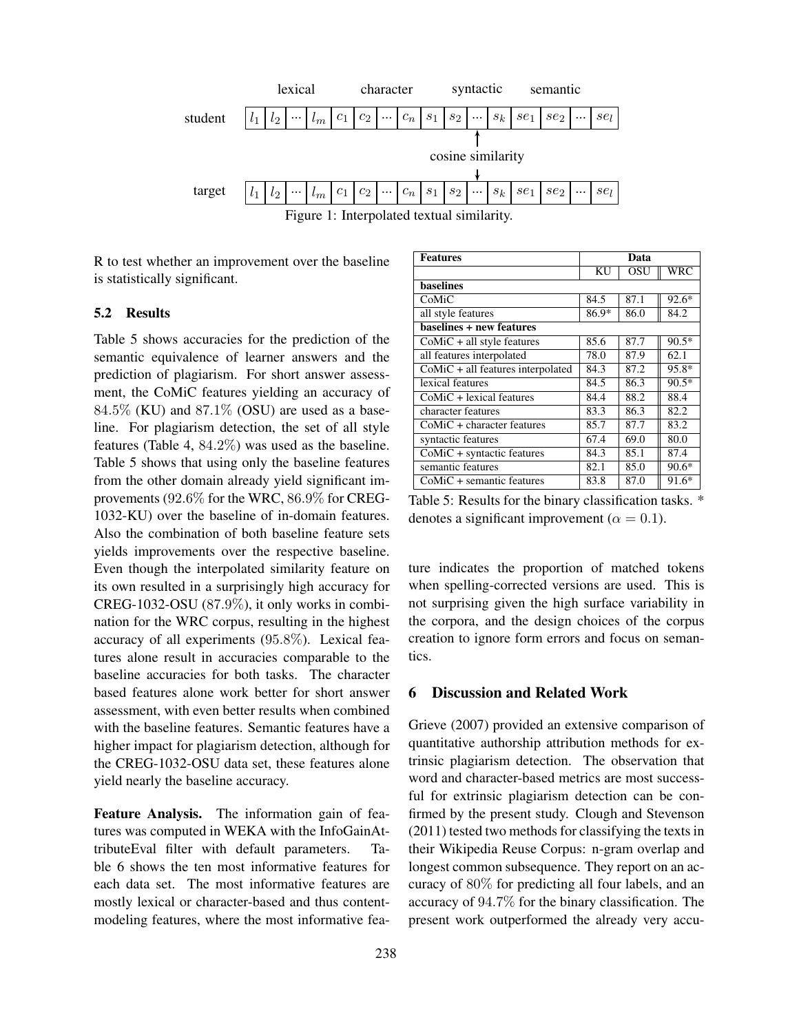lexical character syntactic semantic

student $l_1$ $l_2$ ··· $l_m$ $c_1$ $c_2$ ··· $c_n$ $s_1$ $s_2$ ··· $s_k$ $se_1$ $se_2$ ··· $se_l$

cosine similarity

target $l_1$ $l_2$ ··· $l_m$ $c_1$ $c_2$ ··· $c_n$ $s_1$ $s_2$ ··· $s_k$ $se_1$ $se_2$ ··· $se_l$

Figure 1: Interpolated textual similarity.

R to test whether an improvement over the baseline is statistically significant.

### 5.2 Results

Table 5 shows accuracies for the prediction of the semantic equivalence of learner answers and the prediction of plagiarism. For short answer assessment, the CoMiC features yielding an accuracy of $84.5\%$ (KU) and $87.1\%$ (OSU) are used as a baseline. For plagiarism detection, the set of all style features (Table 4, $84.2\%$) was used as the baseline. Table 5 shows that using only the baseline features from the other domain already yield significant improvements ($92.6\%$ for the WRC, $86.9\%$ for CREG-1032-KU) over the baseline of in-domain features. Also the combination of both baseline feature sets yields improvements over the respective baseline. Even though the interpolated similarity feature on its own resulted in a surprisingly high accuracy for CREG-1032-OSU ($87.9\%$), it only works in combination for the WRC corpus, resulting in the highest accuracy of all experiments ($95.8\%$). Lexical features alone result in accuracies comparable to the baseline accuracies for both tasks. The character based features alone work better for short answer assessment, with even better results when combined with the baseline features. Semantic features have a higher impact for plagiarism detection, although for the CREG-1032-OSU data set, these features alone yield nearly the baseline accuracy.

| Features | Data | | |
|---|---|---|---|
| | KU | OSU | WRC |
| **baselines** | | | |
| CoMiC | 84.5 | 87.1 | 92.6* |
| all style features | 86.9* | 86.0 | 84.2 |
| **baselines + new features** | | | |
| CoMiC + all style features | 85.6 | 87.7 | 90.5* |
| all features interpolated | 78.0 | 87.9 | 62.1 |
| CoMiC + all features interpolated | 84.3 | 87.2 | 95.8* |
| lexical features | 84.5 | 86.3 | 90.5* |
| CoMiC + lexical features | 84.4 | 88.2 | 88.4 |
| character features | 83.3 | 86.3 | 82.2 |
| CoMiC + character features | 85.7 | 87.7 | 83.2 |
| syntactic features | 67.4 | 69.0 | 80.0 |
| CoMiC + syntactic features | 84.3 | 85.1 | 87.4 |
| semantic features | 82.1 | 85.0 | 90.6* |
| CoMiC + semantic features | 83.8 | 87.0 | 91.6* |

Table 5: Results for the binary classification tasks. * denotes a significant improvement ($\alpha = 0.1$).

**Feature Analysis.** The information gain of features was computed in WEKA with the InfoGainAttributeEval filter with default parameters. Table 6 shows the ten most informative features for each data set. The most informative features are mostly lexical or character-based and thus content-modeling features, where the most informative feature indicates the proportion of matched tokens when spelling-corrected versions are used. This is not surprising given the high surface variability in the corpora, and the design choices of the corpus creation to ignore form errors and focus on semantics.

## 6 Discussion and Related Work

Grieve (2007) provided an extensive comparison of quantitative authorship attribution methods for extrinsic plagiarism detection. The observation that word and character-based metrics are most successful for extrinsic plagiarism detection can be confirmed by the present study. Clough and Stevenson (2011) tested two methods for classifying the texts in their Wikipedia Reuse Corpus: n-gram overlap and longest common subsequence. They report on an accuracy of $80\%$ for predicting all four labels, and an accuracy of $94.7\%$ for the binary classification. The present work outperformed the already very accu-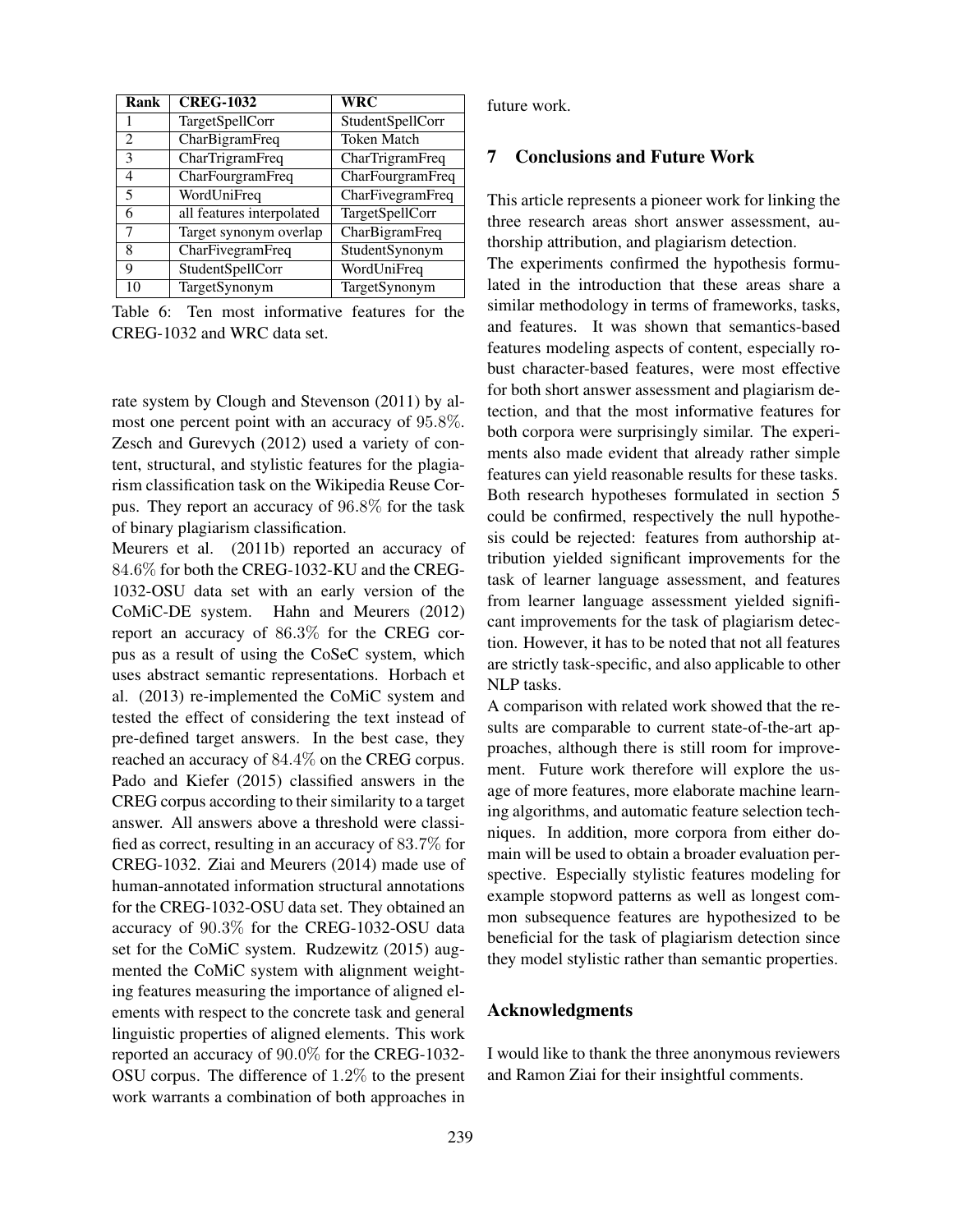| Rank | CREG-1032 | WRC |
|---|---|---|
| 1 | TargetSpellCorr | StudentSpellCorr |
| 2 | CharBigramFreq | Token Match |
| 3 | CharTrigramFreq | CharTrigramFreq |
| 4 | CharFourgramFreq | CharFourgramFreq |
| 5 | WordUniFreq | CharFivegramFreq |
| 6 | all features interpolated | TargetSpellCorr |
| 7 | Target synonym overlap | CharBigramFreq |
| 8 | CharFivegramFreq | StudentSynonym |
| 9 | StudentSpellCorr | WordUniFreq |
| 10 | TargetSynonym | TargetSynonym |

Table 6: Ten most informative features for the CREG-1032 and WRC data set.

rate system by Clough and Stevenson (2011) by almost one percent point with an accuracy of $95.8\%$. Zesch and Gurevych (2012) used a variety of content, structural, and stylistic features for the plagiarism classification task on the Wikipedia Reuse Corpus. They report an accuracy of $96.8\%$ for the task of binary plagiarism classification.

Meurers et al. (2011b) reported an accuracy of $84.6\%$ for both the CREG-1032-KU and the CREG-1032-OSU data set with an early version of the CoMiC-DE system. Hahn and Meurers (2012) report an accuracy of $86.3\%$ for the CREG corpus as a result of using the CoSeC system, which uses abstract semantic representations. Horbach et al. (2013) re-implemented the CoMiC system and tested the effect of considering the text instead of pre-defined target answers. In the best case, they reached an accuracy of $84.4\%$ on the CREG corpus. Pado and Kiefer (2015) classified answers in the CREG corpus according to their similarity to a target answer. All answers above a threshold were classified as correct, resulting in an accuracy of $83.7\%$ for CREG-1032. Ziai and Meurers (2014) made use of human-annotated information structural annotations for the CREG-1032-OSU data set. They obtained an accuracy of $90.3\%$ for the CREG-1032-OSU data set for the CoMiC system. Rudzewitz (2015) augmented the CoMiC system with alignment weighting features measuring the importance of aligned elements with respect to the concrete task and general linguistic properties of aligned elements. This work reported an accuracy of $90.0\%$ for the CREG-1032-OSU corpus. The difference of $1.2\%$ to the present work warrants a combination of both approaches in future work.

## 7 Conclusions and Future Work

This article represents a pioneer work for linking the three research areas short answer assessment, authorship attribution, and plagiarism detection.

The experiments confirmed the hypothesis formulated in the introduction that these areas share a similar methodology in terms of frameworks, tasks, and features. It was shown that semantics-based features modeling aspects of content, especially robust character-based features, were most effective for both short answer assessment and plagiarism detection, and that the most informative features for both corpora were surprisingly similar. The experiments also made evident that already rather simple features can yield reasonable results for these tasks. Both research hypotheses formulated in section 5 could be confirmed, respectively the null hypothesis could be rejected: features from authorship attribution yielded significant improvements for the task of learner language assessment, and features from learner language assessment yielded significant improvements for the task of plagiarism detection. However, it has to be noted that not all features are strictly task-specific, and also applicable to other NLP tasks.

A comparison with related work showed that the results are comparable to current state-of-the-art approaches, although there is still room for improvement. Future work therefore will explore the usage of more features, more elaborate machine learning algorithms, and automatic feature selection techniques. In addition, more corpora from either domain will be used to obtain a broader evaluation perspective. Especially stylistic features modeling for example stopword patterns as well as longest common subsequence features are hypothesized to be beneficial for the task of plagiarism detection since they model stylistic rather than semantic properties.

## Acknowledgments

I would like to thank the three anonymous reviewers and Ramon Ziai for their insightful comments.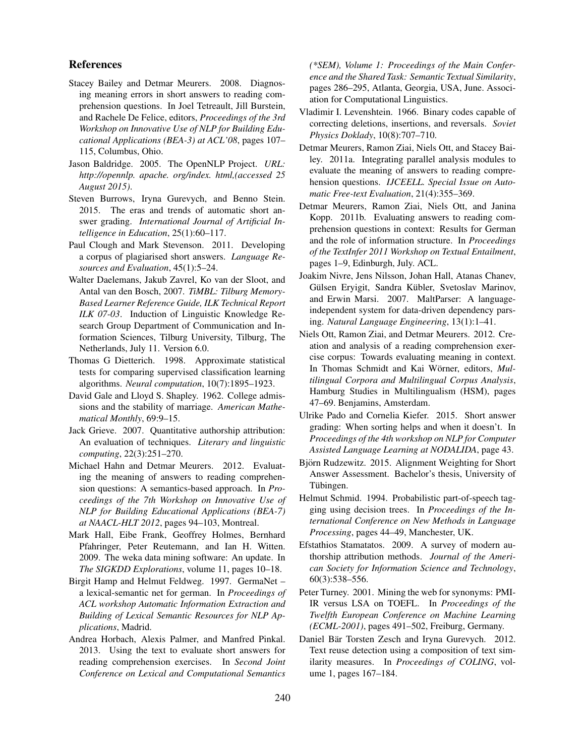## References

Stacey Bailey and Detmar Meurers. 2008. Diagnosing meaning errors in short answers to reading comprehension questions. In Joel Tetreault, Jill Burstein, and Rachele De Felice, editors, *Proceedings of the 3rd Workshop on Innovative Use of NLP for Building Educational Applications (BEA-3) at ACL'08*, pages 107–115, Columbus, Ohio.

Jason Baldridge. 2005. The OpenNLP Project. *URL: http://opennlp. apache. org/index. html,(accessed 25 August 2015)*.

Steven Burrows, Iryna Gurevych, and Benno Stein. 2015. The eras and trends of automatic short answer grading. *International Journal of Artificial Intelligence in Education*, 25(1):60–117.

Paul Clough and Mark Stevenson. 2011. Developing a corpus of plagiarised short answers. *Language Resources and Evaluation*, 45(1):5–24.

Walter Daelemans, Jakub Zavrel, Ko van der Sloot, and Antal van den Bosch, 2007. *TiMBL: Tilburg Memory-Based Learner Reference Guide, ILK Technical Report ILK 07-03*. Induction of Linguistic Knowledge Research Group Department of Communication and Information Sciences, Tilburg University, Tilburg, The Netherlands, July 11. Version 6.0.

Thomas G Dietterich. 1998. Approximate statistical tests for comparing supervised classification learning algorithms. *Neural computation*, 10(7):1895–1923.

David Gale and Lloyd S. Shapley. 1962. College admissions and the stability of marriage. *American Mathematical Monthly*, 69:9–15.

Jack Grieve. 2007. Quantitative authorship attribution: An evaluation of techniques. *Literary and linguistic computing*, 22(3):251–270.

Michael Hahn and Detmar Meurers. 2012. Evaluating the meaning of answers to reading comprehension questions: A semantics-based approach. In *Proceedings of the 7th Workshop on Innovative Use of NLP for Building Educational Applications (BEA-7) at NAACL-HLT 2012*, pages 94–103, Montreal.

Mark Hall, Eibe Frank, Geoffrey Holmes, Bernhard Pfahringer, Peter Reutemann, and Ian H. Witten. 2009. The weka data mining software: An update. In *The SIGKDD Explorations*, volume 11, pages 10–18.

Birgit Hamp and Helmut Feldweg. 1997. GermaNet – a lexical-semantic net for german. In *Proceedings of ACL workshop Automatic Information Extraction and Building of Lexical Semantic Resources for NLP Applications*, Madrid.

Andrea Horbach, Alexis Palmer, and Manfred Pinkal. 2013. Using the text to evaluate short answers for reading comprehension exercises. In *Second Joint Conference on Lexical and Computational Semantics (*SEM), Volume 1: Proceedings of the Main Conference and the Shared Task: Semantic Textual Similarity*, pages 286–295, Atlanta, Georgia, USA, June. Association for Computational Linguistics.

Vladimir I. Levenshtein. 1966. Binary codes capable of correcting deletions, insertions, and reversals. *Soviet Physics Doklady*, 10(8):707–710.

Detmar Meurers, Ramon Ziai, Niels Ott, and Stacey Bailey. 2011a. Integrating parallel analysis modules to evaluate the meaning of answers to reading comprehension questions. *IJCEELL. Special Issue on Automatic Free-text Evaluation*, 21(4):355–369.

Detmar Meurers, Ramon Ziai, Niels Ott, and Janina Kopp. 2011b. Evaluating answers to reading comprehension questions in context: Results for German and the role of information structure. In *Proceedings of the TextInfer 2011 Workshop on Textual Entailment*, pages 1–9, Edinburgh, July. ACL.

Joakim Nivre, Jens Nilsson, Johan Hall, Atanas Chanev, Gülsen Eryigit, Sandra Kübler, Svetoslav Marinov, and Erwin Marsi. 2007. MaltParser: A language-independent system for data-driven dependency parsing. *Natural Language Engineering*, 13(1):1–41.

Niels Ott, Ramon Ziai, and Detmar Meurers. 2012. Creation and analysis of a reading comprehension exercise corpus: Towards evaluating meaning in context. In Thomas Schmidt and Kai Wörner, editors, *Multilingual Corpora and Multilingual Corpus Analysis*, Hamburg Studies in Multilingualism (HSM), pages 47–69. Benjamins, Amsterdam.

Ulrike Pado and Cornelia Kiefer. 2015. Short answer grading: When sorting helps and when it doesn't. In *Proceedings of the 4th workshop on NLP for Computer Assisted Language Learning at NODALIDA*, page 43.

Björn Rudzewitz. 2015. Alignment Weighting for Short Answer Assessment. Bachelor's thesis, University of Tübingen.

Helmut Schmid. 1994. Probabilistic part-of-speech tagging using decision trees. In *Proceedings of the International Conference on New Methods in Language Processing*, pages 44–49, Manchester, UK.

Efstathios Stamatatos. 2009. A survey of modern authorship attribution methods. *Journal of the American Society for Information Science and Technology*, 60(3):538–556.

Peter Turney. 2001. Mining the web for synonyms: PMI-IR versus LSA on TOEFL. In *Proceedings of the Twelfth European Conference on Machine Learning (ECML-2001)*, pages 491–502, Freiburg, Germany.

Daniel Bär Torsten Zesch and Iryna Gurevych. 2012. Text reuse detection using a composition of text similarity measures. In *Proceedings of COLING*, volume 1, pages 167–184.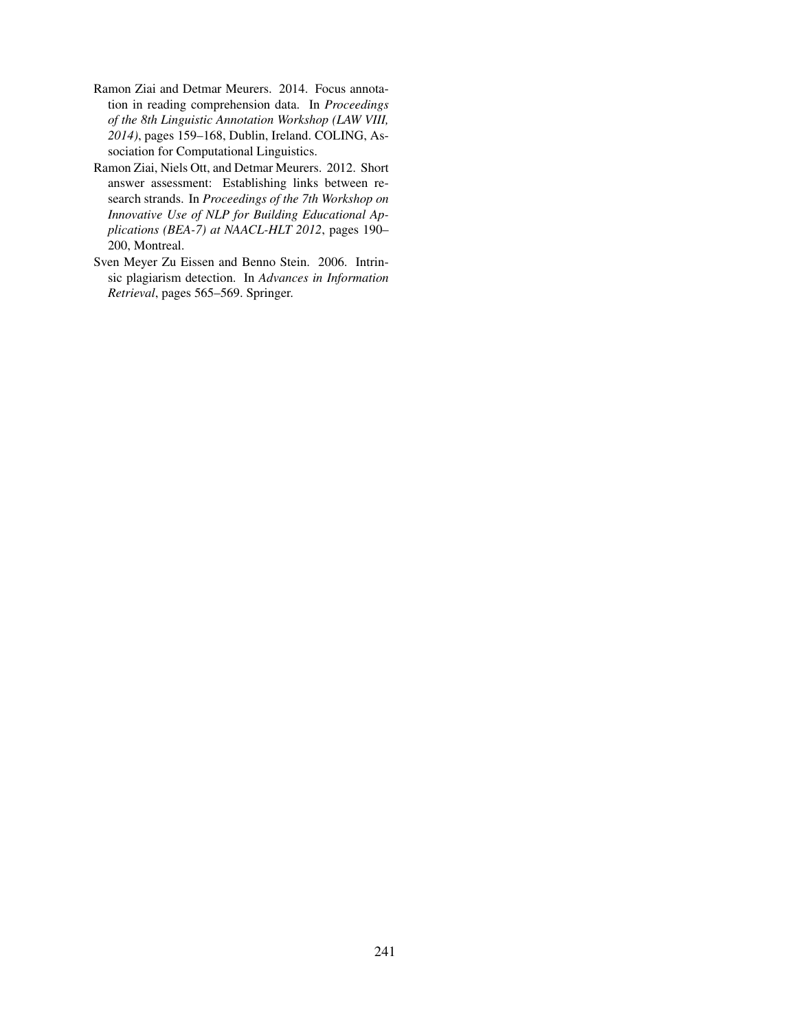Ramon Ziai and Detmar Meurers. 2014. Focus annotation in reading comprehension data. In *Proceedings of the 8th Linguistic Annotation Workshop (LAW VIII, 2014)*, pages 159–168, Dublin, Ireland. COLING, Association for Computational Linguistics.

Ramon Ziai, Niels Ott, and Detmar Meurers. 2012. Short answer assessment: Establishing links between research strands. In *Proceedings of the 7th Workshop on Innovative Use of NLP for Building Educational Applications (BEA-7) at NAACL-HLT 2012*, pages 190–200, Montreal.

Sven Meyer Zu Eissen and Benno Stein. 2006. Intrinsic plagiarism detection. In *Advances in Information Retrieval*, pages 565–569. Springer.